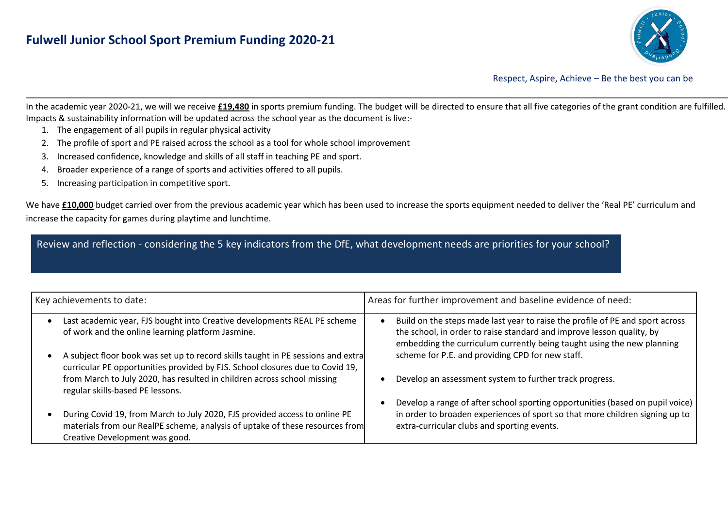# Fulwell Junior School Sport Premium Funding 2020-21

Respect, Aspire, Achieve – Be the best you can be

In the academic year 2020-21, we will we receive **£19,480** in sports premium funding. The budget will be directed to ensure that all five categories of the grant condition are fulfilled. Impacts & sustainability information will be updated across the school year as the document is live:-

1. The engagement of all pupils in regular physical activity
2. The profile of sport and PE raised across the school as a tool for whole school improvement
3. Increased confidence, knowledge and skills of all staff in teaching PE and sport.
4. Broader experience of a range of sports and activities offered to all pupils.
5. Increasing participation in competitive sport.

We have **£10,000** budget carried over from the previous academic year which has been used to increase the sports equipment needed to deliver the 'Real PE' curriculum and increase the capacity for games during playtime and lunchtime.

## Review and reflection - considering the 5 key indicators from the DfE, what development needs are priorities for your school?

| Key achievements to date: | Areas for further improvement and baseline evidence of need: |
| --- | --- |
| • Last academic year, FJS bought into Creative developments REAL PE scheme of work and the online learning platform Jasmine.<br><br>• A subject floor book was set up to record skills taught in PE sessions and extra curricular PE opportunities provided by FJS. School closures due to Covid 19, from March to July 2020, has resulted in children across school missing regular skills-based PE lessons.<br><br>• During Covid 19, from March to July 2020, FJS provided access to online PE materials from our RealPE scheme, analysis of uptake of these resources from Creative Development was good. | • Build on the steps made last year to raise the profile of PE and sport across the school, in order to raise standard and improve lesson quality, by embedding the curriculum currently being taught using the new planning scheme for P.E. and providing CPD for new staff.<br><br>• Develop an assessment system to further track progress.<br><br>• Develop a range of after school sporting opportunities (based on pupil voice) in order to broaden experiences of sport so that more children signing up to extra-curricular clubs and sporting events. |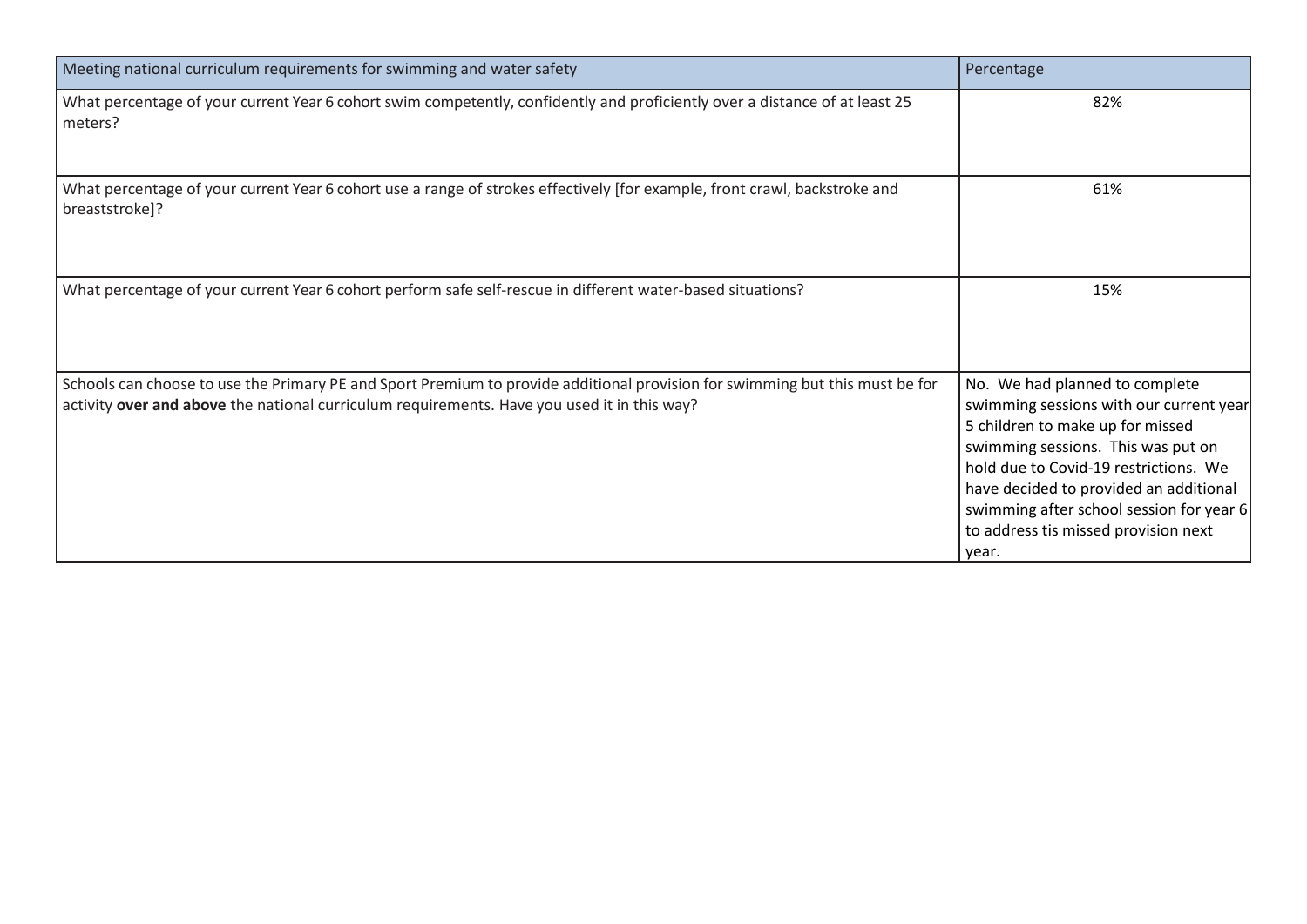| Meeting national curriculum requirements for swimming and water safety | Percentage |
| --- | --- |
| What percentage of your current Year 6 cohort swim competently, confidently and proficiently over a distance of at least 25 meters? | 82% |
| What percentage of your current Year 6 cohort use a range of strokes effectively [for example, front crawl, backstroke and breaststroke]? | 61% |
| What percentage of your current Year 6 cohort perform safe self-rescue in different water-based situations? | 15% |
| Schools can choose to use the Primary PE and Sport Premium to provide additional provision for swimming but this must be for activity **over and above** the national curriculum requirements. Have you used it in this way? | No. We had planned to complete swimming sessions with our current year 5 children to make up for missed swimming sessions. This was put on hold due to Covid-19 restrictions. We have decided to provided an additional swimming after school session for year 6 to address tis missed provision next year. |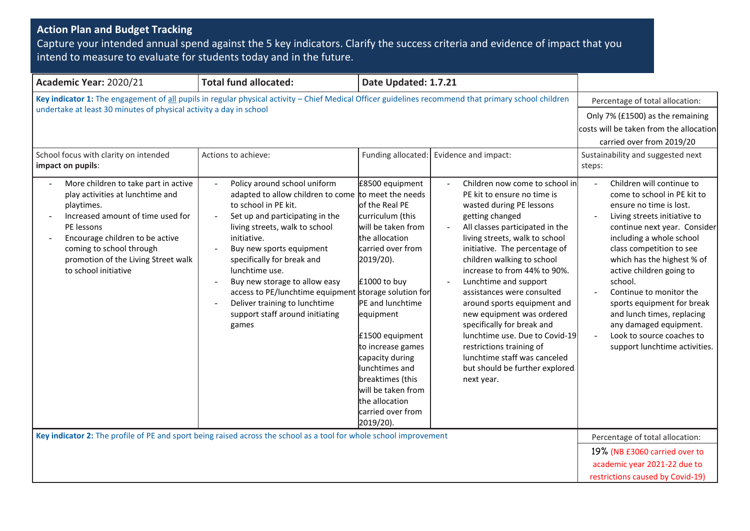## Action Plan and Budget Tracking

Capture your intended annual spend against the 5 key indicators. Clarify the success criteria and evidence of impact that you intend to measure to evaluate for students today and in the future.

| **Academic Year:** 2020/21 | **Total fund allocated:** | **Date Updated: 1.7.21** | | |
|---|---|---|---|---|
| **Key indicator 1:** The engagement of all pupils in regular physical activity – Chief Medical Officer guidelines recommend that primary school children undertake at least 30 minutes of physical activity a day in school | | | | Percentage of total allocation: |
| | | | | Only 7% (£1500) as the remaining costs will be taken from the allocation carried over from 2019/20 |
| School focus with clarity on intended **impact on pupils**: | Actions to achieve: | Funding allocated: | Evidence and impact: | Sustainability and suggested next steps: |
| - More children to take part in active play activities at lunchtime and playtimes.<br>- Increased amount of time used for PE lessons<br>- Encourage children to be active coming to school through promotion of the Living Street walk to school initiative | - Policy around school uniform adapted to allow children to come to school in PE kit.<br>- Set up and participating in the living streets, walk to school initiative.<br>- Buy new sports equipment specifically for break and lunchtime use.<br>- Buy new storage to allow easy access to PE/lunchtime equipment<br>- Deliver training to lunchtime support staff around initiating games | £8500 equipment to meet the needs of the Real PE curriculum (this will be taken from the allocation carried over from 2019/20).<br><br>£1000 to buy storage solution for PE and lunchtime equipment<br><br>£1500 equipment to increase games capacity during lunchtimes and breaktimes (this will be taken from the allocation carried over from 2019/20). | - Children now come to school in PE kit to ensure no time is wasted during PE lessons getting changed<br>- All classes participated in the living streets, walk to school initiative. The percentage of children walking to school increase to from 44% to 90%.<br>- Lunchtime and support assistances were consulted around sports equipment and new equipment was ordered specifically for break and lunchtime use. Due to Covid-19 restrictions training of lunchtime staff was canceled but should be further explored next year. | - Children will continue to come to school in PE kit to ensure no time is lost.<br>- Living streets initiative to continue next year. Consider including a whole school class competition to see which has the highest % of active children going to school.<br>- Continue to monitor the sports equipment for break and lunch times, replacing any damaged equipment.<br>- Look to source coaches to support lunchtime activities. |
| **Key indicator 2:** The profile of PE and sport being raised across the school as a tool for whole school improvement | | | | Percentage of total allocation: |
| | | | | 19% (NB £3060 carried over to academic year 2021-22 due to restrictions caused by Covid-19) |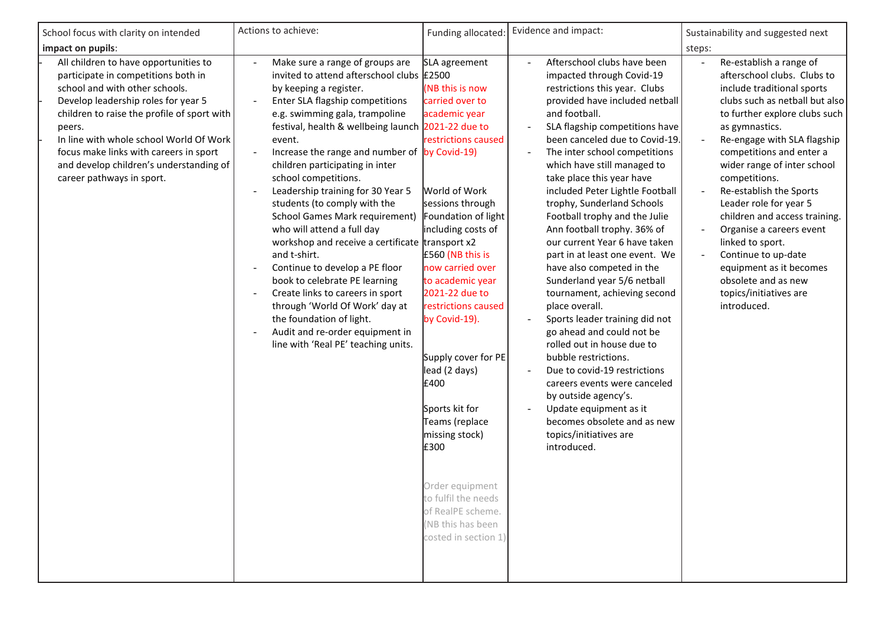| School focus with clarity on intended **impact on pupils**: | Actions to achieve: | Funding allocated: | Evidence and impact: | Sustainability and suggested next steps: |
|---|---|---|---|---|
| - All children to have opportunities to participate in competitions both in school and with other schools.<br>- Develop leadership roles for year 5 children to raise the profile of sport with peers.<br>- In line with whole school World Of Work focus make links with careers in sport and develop children's understanding of career pathways in sport. | - Make sure a range of groups are invited to attend afterschool clubs by keeping a register.<br>- Enter SLA flagship competitions e.g. swimming gala, trampoline festival, health & wellbeing launch event.<br>- Increase the range and number of children participating in inter school competitions.<br>- Leadership training for 30 Year 5 students (to comply with the School Games Mark requirement) who will attend a full day workshop and receive a certificate and t-shirt.<br>- Continue to develop a PE floor book to celebrate PE learning<br>- Create links to careers in sport through 'World Of Work' day at the foundation of light.<br>- Audit and re-order equipment in line with 'Real PE' teaching units. | SLA agreement £2500 (NB this is now carried over to academic year 2021-22 due to restrictions caused by Covid-19)<br><br>World of Work sessions through Foundation of light including costs of transport x2 £560 (NB this is now carried over to academic year 2021-22 due to restrictions caused by Covid-19).<br><br>Supply cover for PE lead (2 days) £400<br><br>Sports kit for Teams (replace missing stock) £300<br><br>Order equipment to fulfil the needs of RealPE scheme. (NB this has been costed in section 1) | - Afterschool clubs have been impacted through Covid-19 restrictions this year. Clubs provided have included netball and football.<br>- SLA flagship competitions have been canceled due to Covid-19.<br>- The inter school competitions which have still managed to take place this year have included Peter Lightle Football trophy, Sunderland Schools Football trophy and the Julie Ann football trophy. 36% of our current Year 6 have taken part in at least one event. We have also competed in the Sunderland year 5/6 netball tournament, achieving second place overall.<br>- Sports leader training did not go ahead and could not be rolled out in house due to bubble restrictions.<br>- Due to covid-19 restrictions careers events were canceled by outside agency's.<br>- Update equipment as it becomes obsolete and as new topics/initiatives are introduced. | - Re-establish a range of afterschool clubs. Clubs to include traditional sports clubs such as netball but also to further explore clubs such as gymnastics.<br>- Re-engage with SLA flagship competitions and enter a wider range of inter school competitions.<br>- Re-establish the Sports Leader role for year 5 children and access training.<br>- Organise a careers event linked to sport.<br>- Continue to up-date equipment as it becomes obsolete and as new topics/initiatives are introduced. |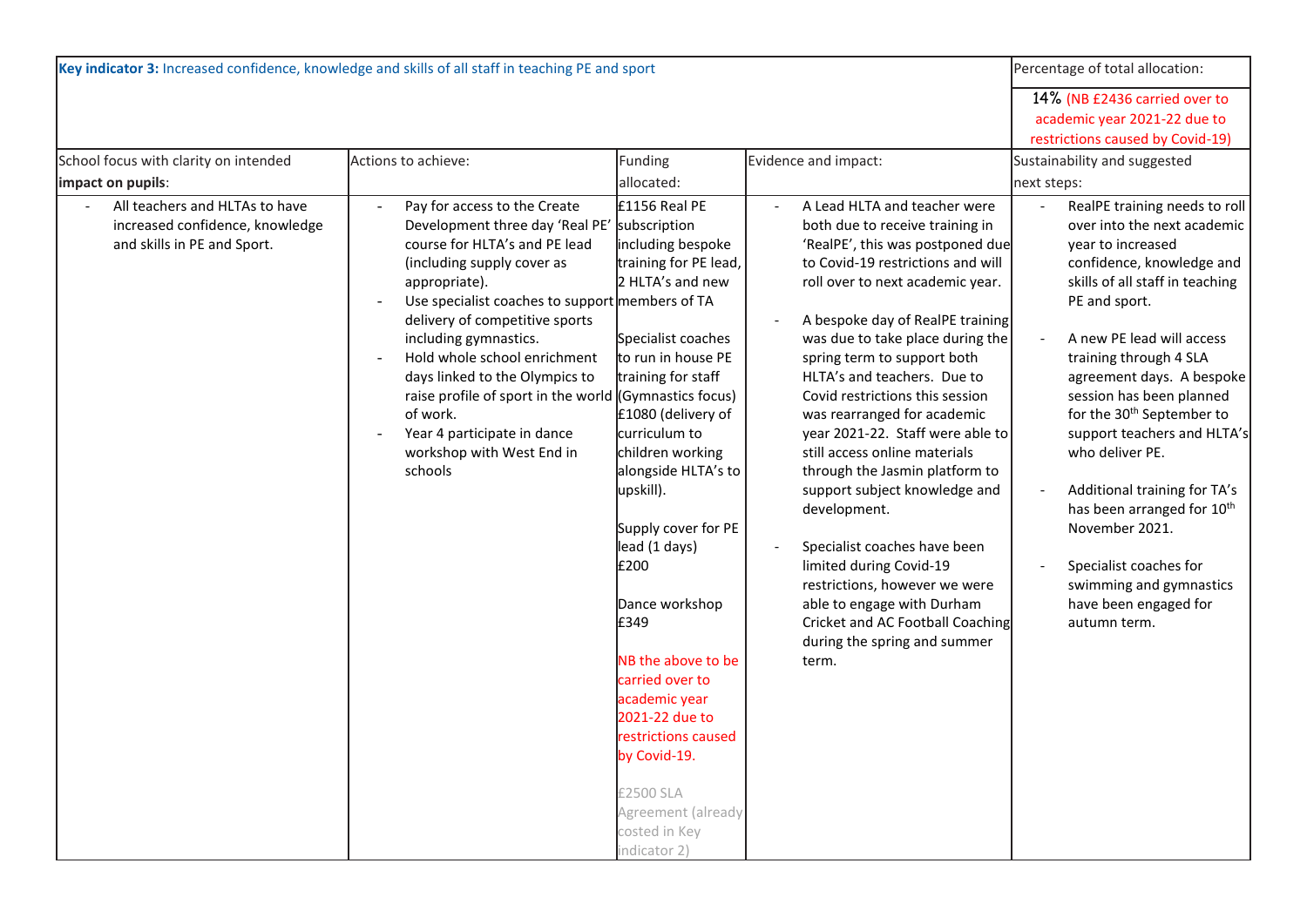| **Key indicator 3:** Increased confidence, knowledge and skills of all staff in teaching PE and sport | | | | Percentage of total allocation: |
|---|---|---|---|---|
| | | | | 14% (NB £2436 carried over to academic year 2021-22 due to restrictions caused by Covid-19) |
| School focus with clarity on intended **impact on pupils**: | Actions to achieve: | Funding allocated: | Evidence and impact: | Sustainability and suggested next steps: |
| - All teachers and HLTAs to have increased confidence, knowledge and skills in PE and Sport. | - Pay for access to the Create Development three day 'Real PE' course for HLTA's and PE lead (including supply cover as appropriate).<br>- Use specialist coaches to support delivery of competitive sports including gymnastics.<br>- Hold whole school enrichment days linked to the Olympics to raise profile of sport in the world of work.<br>- Year 4 participate in dance workshop with West End in schools | £1156 Real PE subscription including bespoke training for PE lead, 2 HLTA's and new members of TA<br><br>Specialist coaches to run in house PE training for staff (Gymnastics focus) £1080 (delivery of curriculum to children working alongside HLTA's to upskill).<br><br>Supply cover for PE lead (1 days) £200<br><br>Dance workshop £349<br><br>NB the above to be carried over to academic year 2021-22 due to restrictions caused by Covid-19.<br><br>£2500 SLA Agreement (already costed in Key indicator 2) | - A Lead HLTA and teacher were both due to receive training in 'RealPE', this was postponed due to Covid-19 restrictions and will roll over to next academic year.<br><br>- A bespoke day of RealPE training was due to take place during the spring term to support both HLTA's and teachers. Due to Covid restrictions this session was rearranged for academic year 2021-22. Staff were able to still access online materials through the Jasmin platform to support subject knowledge and development.<br><br>- Specialist coaches have been limited during Covid-19 restrictions, however we were able to engage with Durham Cricket and AC Football Coaching during the spring and summer term. | - RealPE training needs to roll over into the next academic year to increased confidence, knowledge and skills of all staff in teaching PE and sport.<br><br>- A new PE lead will access training through 4 SLA agreement days. A bespoke session has been planned for the 30th September to support teachers and HLTA's who deliver PE.<br><br>- Additional training for TA's has been arranged for 10th November 2021.<br><br>- Specialist coaches for swimming and gymnastics have been engaged for autumn term. |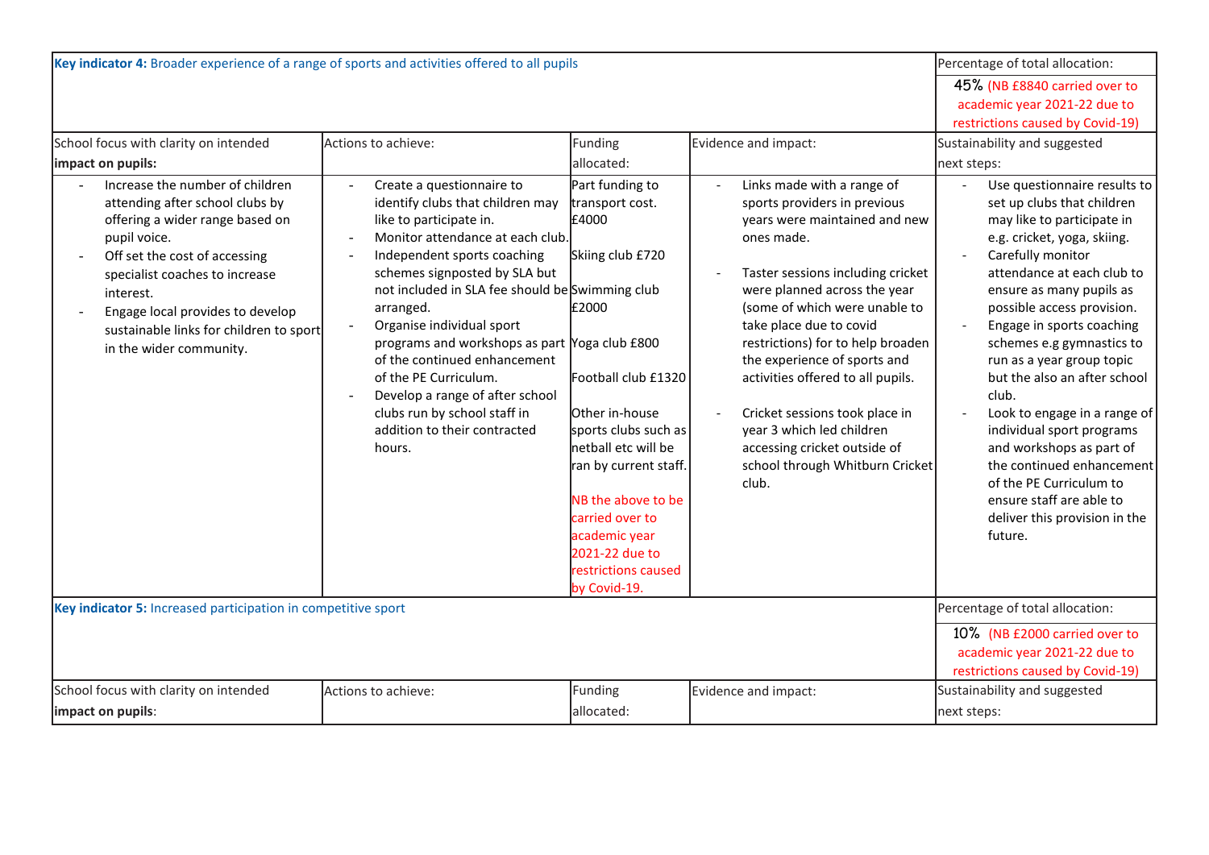| Key indicator 4: Broader experience of a range of sports and activities offered to all pupils | | | | Percentage of total allocation: |
|---|---|---|---|---|
| | | | | 45% (NB £8840 carried over to academic year 2021-22 due to restrictions caused by Covid-19) |
| School focus with clarity on intended **impact on pupils:** | Actions to achieve: | Funding allocated: | Evidence and impact: | Sustainability and suggested next steps: |
| - Increase the number of children attending after school clubs by offering a wider range based on pupil voice.<br>- Off set the cost of accessing specialist coaches to increase interest.<br>- Engage local provides to develop sustainable links for children to sport in the wider community. | - Create a questionnaire to identify clubs that children may like to participate in.<br>- Monitor attendance at each club.<br>- Independent sports coaching schemes signposted by SLA but not included in SLA fee should be arranged.<br>- Organise individual sport programs and workshops as part of the continued enhancement of the PE Curriculum.<br>- Develop a range of after school clubs run by school staff in addition to their contracted hours. | Part funding to transport cost. £4000<br><br>Skiing club £720<br><br>Swimming club £2000<br><br>Yoga club £800<br><br>Football club £1320<br><br>Other in-house sports clubs such as netball etc will be ran by current staff.<br><br>NB the above to be carried over to academic year 2021-22 due to restrictions caused by Covid-19. | - Links made with a range of sports providers in previous years were maintained and new ones made.<br><br>- Taster sessions including cricket were planned across the year (some of which were unable to take place due to covid restrictions) for to help broaden the experience of sports and activities offered to all pupils.<br><br>- Cricket sessions took place in year 3 which led children accessing cricket outside of school through Whitburn Cricket club. | - Use questionnaire results to set up clubs that children may like to participate in e.g. cricket, yoga, skiing.<br>- Carefully monitor attendance at each club to ensure as many pupils as possible access provision.<br>- Engage in sports coaching schemes e.g gymnastics to run as a year group topic but the also an after school club.<br>- Look to engage in a range of individual sport programs and workshops as part of the continued enhancement of the PE Curriculum to ensure staff are able to deliver this provision in the future. |

| Key indicator 5: Increased participation in competitive sport | | | | Percentage of total allocation: |
|---|---|---|---|---|
| | | | | 10% (NB £2000 carried over to academic year 2021-22 due to restrictions caused by Covid-19) |
| School focus with clarity on intended **impact on pupils**: | Actions to achieve: | Funding allocated: | Evidence and impact: | Sustainability and suggested next steps: |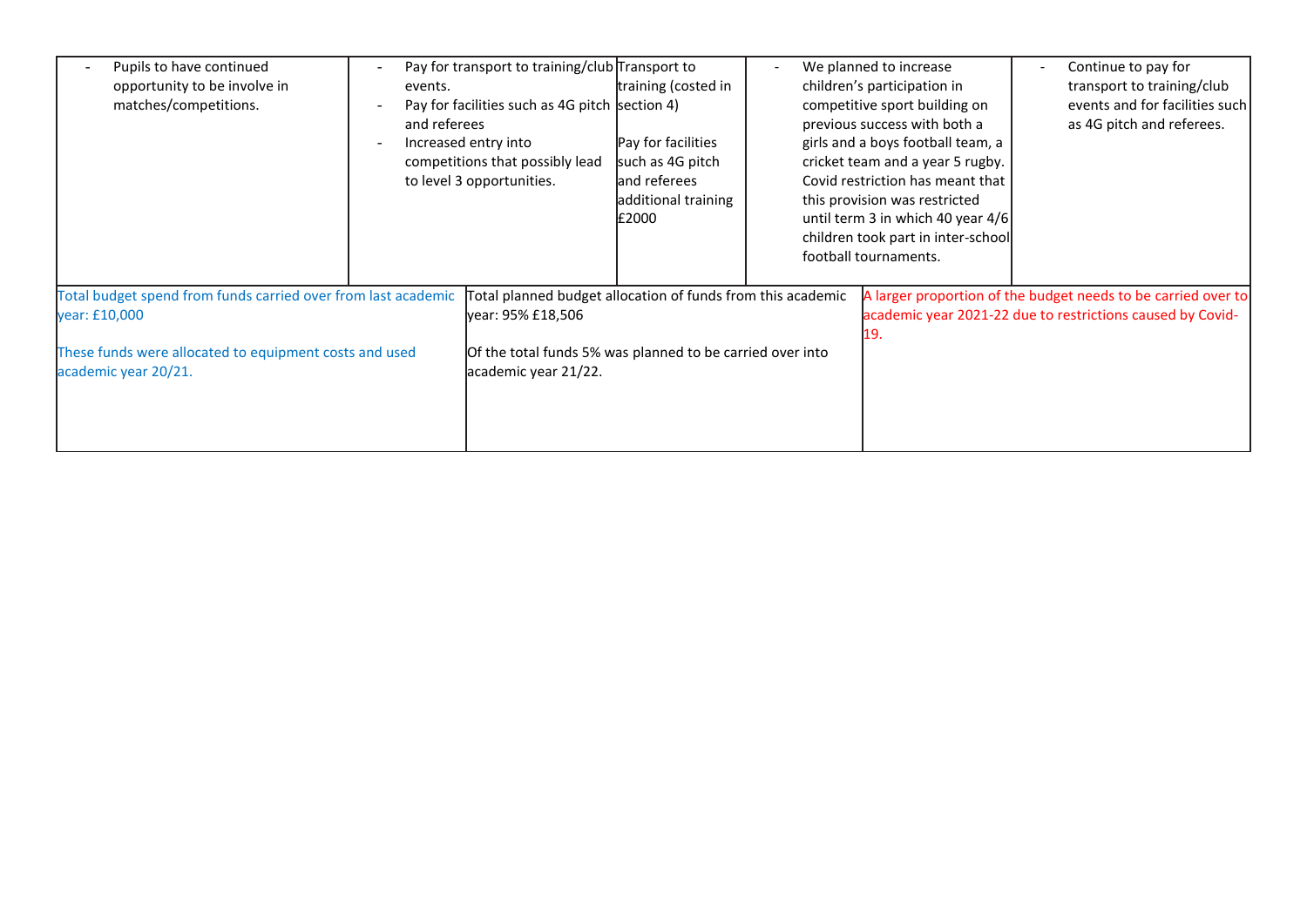| | | | | |
|---|---|---|---|---|
| - Pupils to have continued opportunity to be involve in matches/competitions. | - Pay for transport to training/club events.<br>- Pay for facilities such as 4G pitch and referees<br>- Increased entry into competitions that possibly lead to level 3 opportunities. | Transport to training (costed in section 4)<br><br>Pay for facilities such as 4G pitch and referees additional training £2000 | - We planned to increase children's participation in competitive sport building on previous success with both a girls and a boys football team, a cricket team and a year 5 rugby. Covid restriction has meant that this provision was restricted until term 3 in which 40 year 4/6 children took part in inter-school football tournaments. | - Continue to pay for transport to training/club events and for facilities such as 4G pitch and referees. |

| | | |
|---|---|---|
| Total budget spend from funds carried over from last academic year: £10,000<br><br>These funds were allocated to equipment costs and used academic year 20/21. | Total planned budget allocation of funds from this academic year: 95% £18,506<br><br>Of the total funds 5% was planned to be carried over into academic year 21/22. | A larger proportion of the budget needs to be carried over to academic year 2021-22 due to restrictions caused by Covid-19. |